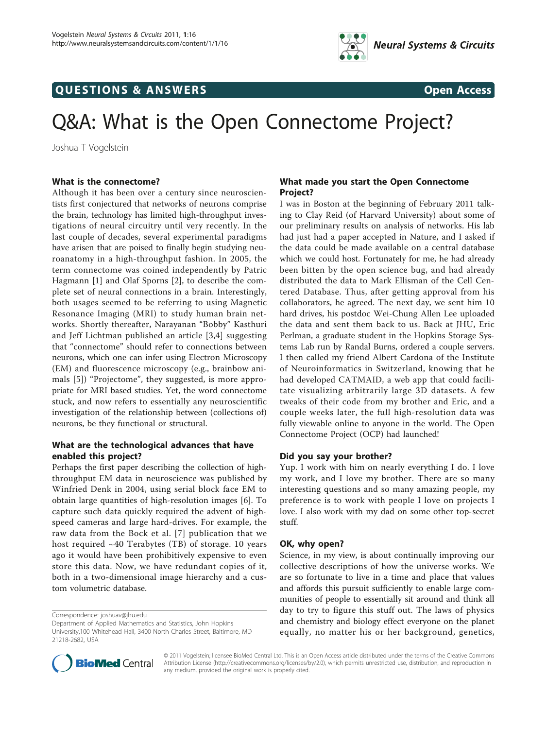# Q&A: What is the Open Connectome Project?

Joshua T Vogelstein

## What is the connectome?

Although it has been over a century since neuroscientists first conjectured that networks of neurons comprise the brain, technology has limited high-throughput investigations of neural circuitry until very recently. In the last couple of decades, several experimental paradigms have arisen that are poised to finally begin studying neuroanatomy in a high-throughput fashion. In 2005, the term connectome was coined independently by Patric Hagmann [1] and Olaf Sporns [2], to describe the complete set of neural connections in a brain. Interestingly, both usages seemed to be referring to using Magnetic Resonance Imaging (MRI) to study human brain networks. Shortly thereafter, Narayanan "Bobby" Kasthuri and Jeff Lichtman published an article [3,4] suggesting that "connectome" should refer to connections between neurons, which one can infer using Electron Microscopy (EM) and fluorescence microscopy (e.g., brainbow animals [5]) "Projectome", they suggested, is more appropriate for MRI based studies. Yet, the word connectome stuck, and now refers to essentially any neuroscientific investigation of the relationship between (collections of) neurons, be they functional or structural.

## What are the technological advances that have enabled this project?

Perhaps the first paper describing the collection of high-throughput EM data in neuroscience was published by Winfried Denk in 2004, using serial block face EM to obtain large quantities of high-resolution images [6]. To capture such data quickly required the advent of high-speed cameras and large hard-drives. For example, the raw data from the Bock et al. [7] publication that we host required ~40 Terabytes (TB) of storage. 10 years ago it would have been prohibitively expensive to even store this data. Now, we have redundant copies of it, both in a two-dimensional image hierarchy and a custom volumetric database.

Correspondence: joshuav@jhu.edu
Department of Applied Mathematics and Statistics, John Hopkins University,100 Whitehead Hall, 3400 North Charles Street, Baltimore, MD 21218-2682, USA

## What made you start the Open Connectome Project?

I was in Boston at the beginning of February 2011 talking to Clay Reid (of Harvard University) about some of our preliminary results on analysis of networks. His lab had just had a paper accepted in Nature, and I asked if the data could be made available on a central database which we could host. Fortunately for me, he had already been bitten by the open science bug, and had already distributed the data to Mark Ellisman of the Cell Centered Database. Thus, after getting approval from his collaborators, he agreed. The next day, we sent him 10 hard drives, his postdoc Wei-Chung Allen Lee uploaded the data and sent them back to us. Back at JHU, Eric Perlman, a graduate student in the Hopkins Storage Systems Lab run by Randal Burns, ordered a couple servers. I then called my friend Albert Cardona of the Institute of Neuroinformatics in Switzerland, knowing that he had developed CATMAID, a web app that could facilitate visualizing arbitrarily large 3D datasets. A few tweaks of their code from my brother and Eric, and a couple weeks later, the full high-resolution data was fully viewable online to anyone in the world. The Open Connectome Project (OCP) had launched!

## Did you say your brother?

Yup. I work with him on nearly everything I do. I love my work, and I love my brother. There are so many interesting questions and so many amazing people, my preference is to work with people I love on projects I love. I also work with my dad on some other top-secret stuff.

## OK, why open?

Science, in my view, is about continually improving our collective descriptions of how the universe works. We are so fortunate to live in a time and place that values and affords this pursuit sufficiently to enable large communities of people to essentially sit around and think all day to try to figure this stuff out. The laws of physics and chemistry and biology effect everyone on the planet equally, no matter his or her background, genetics,

© 2011 Vogelstein; licensee BioMed Central Ltd. This is an Open Access article distributed under the terms of the Creative Commons Attribution License (http://creativecommons.org/licenses/by/2.0), which permits unrestricted use, distribution, and reproduction in any medium, provided the original work is properly cited.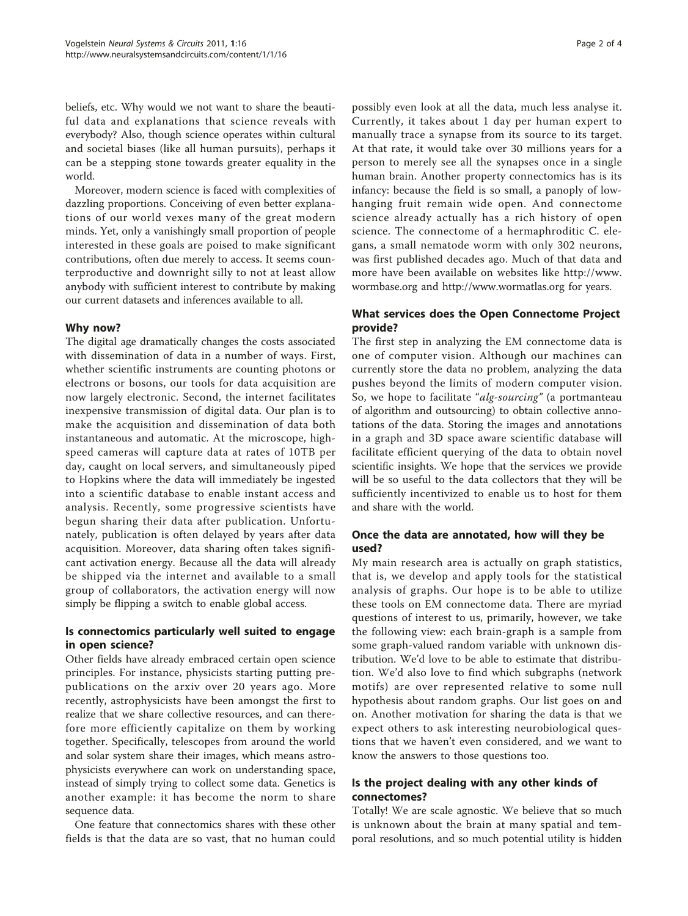beliefs, etc. Why would we not want to share the beautiful data and explanations that science reveals with everybody? Also, though science operates within cultural and societal biases (like all human pursuits), perhaps it can be a stepping stone towards greater equality in the world.

Moreover, modern science is faced with complexities of dazzling proportions. Conceiving of even better explanations of our world vexes many of the great modern minds. Yet, only a vanishingly small proportion of people interested in these goals are poised to make significant contributions, often due merely to access. It seems counterproductive and downright silly to not at least allow anybody with sufficient interest to contribute by making our current datasets and inferences available to all.

### Why now?

The digital age dramatically changes the costs associated with dissemination of data in a number of ways. First, whether scientific instruments are counting photons or electrons or bosons, our tools for data acquisition are now largely electronic. Second, the internet facilitates inexpensive transmission of digital data. Our plan is to make the acquisition and dissemination of data both instantaneous and automatic. At the microscope, high-speed cameras will capture data at rates of 10TB per day, caught on local servers, and simultaneously piped to Hopkins where the data will immediately be ingested into a scientific database to enable instant access and analysis. Recently, some progressive scientists have begun sharing their data after publication. Unfortunately, publication is often delayed by years after data acquisition. Moreover, data sharing often takes significant activation energy. Because all the data will already be shipped via the internet and available to a small group of collaborators, the activation energy will now simply be flipping a switch to enable global access.

### Is connectomics particularly well suited to engage in open science?

Other fields have already embraced certain open science principles. For instance, physicists starting putting pre-publications on the arxiv over 20 years ago. More recently, astrophysicists have been amongst the first to realize that we share collective resources, and can therefore more efficiently capitalize on them by working together. Specifically, telescopes from around the world and solar system share their images, which means astrophysicists everywhere can work on understanding space, instead of simply trying to collect some data. Genetics is another example: it has become the norm to share sequence data.

One feature that connectomics shares with these other fields is that the data are so vast, that no human could possibly even look at all the data, much less analyse it. Currently, it takes about 1 day per human expert to manually trace a synapse from its source to its target. At that rate, it would take over 30 millions years for a person to merely see all the synapses once in a single human brain. Another property connectomics has is its infancy: because the field is so small, a panoply of low-hanging fruit remain wide open. And connectome science already actually has a rich history of open science. The connectome of a hermaphroditic C. elegans, a small nematode worm with only 302 neurons, was first published decades ago. Much of that data and more have been available on websites like http://www.wormbase.org and http://www.wormatlas.org for years.

### What services does the Open Connectome Project provide?

The first step in analyzing the EM connectome data is one of computer vision. Although our machines can currently store the data no problem, analyzing the data pushes beyond the limits of modern computer vision. So, we hope to facilitate "*alg-sourcing*" (a portmanteau of algorithm and outsourcing) to obtain collective annotations of the data. Storing the images and annotations in a graph and 3D space aware scientific database will facilitate efficient querying of the data to obtain novel scientific insights. We hope that the services we provide will be so useful to the data collectors that they will be sufficiently incentivized to enable us to host for them and share with the world.

### Once the data are annotated, how will they be used?

My main research area is actually on graph statistics, that is, we develop and apply tools for the statistical analysis of graphs. Our hope is to be able to utilize these tools on EM connectome data. There are myriad questions of interest to us, primarily, however, we take the following view: each brain-graph is a sample from some graph-valued random variable with unknown distribution. We'd love to be able to estimate that distribution. We'd also love to find which subgraphs (network motifs) are over represented relative to some null hypothesis about random graphs. Our list goes on and on. Another motivation for sharing the data is that we expect others to ask interesting neurobiological questions that we haven't even considered, and we want to know the answers to those questions too.

### Is the project dealing with any other kinds of connectomes?

Totally! We are scale agnostic. We believe that so much is unknown about the brain at many spatial and temporal resolutions, and so much potential utility is hidden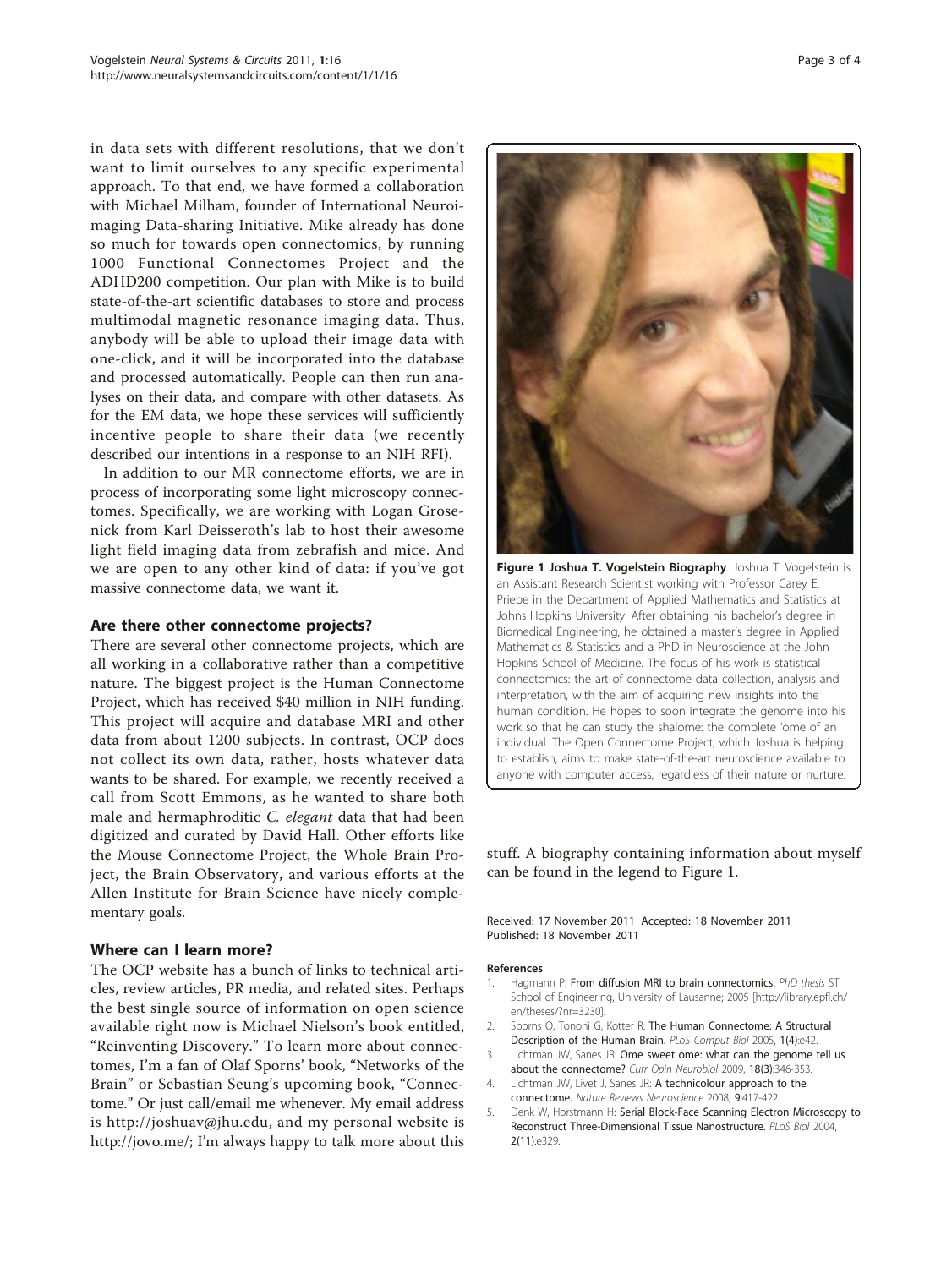in data sets with different resolutions, that we don't want to limit ourselves to any specific experimental approach. To that end, we have formed a collaboration with Michael Milham, founder of International Neuroimaging Data-sharing Initiative. Mike already has done so much for towards open connectomics, by running 1000 Functional Connectomes Project and the ADHD200 competition. Our plan with Mike is to build state-of-the-art scientific databases to store and process multimodal magnetic resonance imaging data. Thus, anybody will be able to upload their image data with one-click, and it will be incorporated into the database and processed automatically. People can then run analyses on their data, and compare with other datasets. As for the EM data, we hope these services will sufficiently incentive people to share their data (we recently described our intentions in a response to an NIH RFI).

In addition to our MR connectome efforts, we are in process of incorporating some light microscopy connectomes. Specifically, we are working with Logan Grosenick from Karl Deisseroth's lab to host their awesome light field imaging data from zebrafish and mice. And we are open to any other kind of data: if you've got massive connectome data, we want it.

## Are there other connectome projects?

There are several other connectome projects, which are all working in a collaborative rather than a competitive nature. The biggest project is the Human Connectome Project, which has received $40 million in NIH funding. This project will acquire and database MRI and other data from about 1200 subjects. In contrast, OCP does not collect its own data, rather, hosts whatever data wants to be shared. For example, we recently received a call from Scott Emmons, as he wanted to share both male and hermaphroditic *C. elegant* data that had been digitized and curated by David Hall. Other efforts like the Mouse Connectome Project, the Whole Brain Project, the Brain Observatory, and various efforts at the Allen Institute for Brain Science have nicely complementary goals.

## Where can I learn more?

The OCP website has a bunch of links to technical articles, review articles, PR media, and related sites. Perhaps the best single source of information on open science available right now is Michael Nielson's book entitled, "Reinventing Discovery." To learn more about connectomes, I'm a fan of Olaf Sporns' book, "Networks of the Brain" or Sebastian Seung's upcoming book, "Connectome." Or just call/email me whenever. My email address is http://joshuav@jhu.edu, and my personal website is http://jovo.me/; I'm always happy to talk more about this stuff. A biography containing information about myself can be found in the legend to Figure 1.

**Figure 1 Joshua T. Vogelstein Biography**. Joshua T. Vogelstein is an Assistant Research Scientist working with Professor Carey E. Priebe in the Department of Applied Mathematics and Statistics at Johns Hopkins University. After obtaining his bachelor's degree in Biomedical Engineering, he obtained a master's degree in Applied Mathematics & Statistics and a PhD in Neuroscience at the John Hopkins School of Medicine. The focus of his work is statistical connectomics: the art of connectome data collection, analysis and interpretation, with the aim of acquiring new insights into the human condition. He hopes to soon integrate the genome into his work so that he can study the shalome: the complete 'ome of an individual. The Open Connectome Project, which Joshua is helping to establish, aims to make state-of-the-art neuroscience available to anyone with computer access, regardless of their nature or nurture.

Received: 17 November 2011 Accepted: 18 November 2011
Published: 18 November 2011

### References

1. Hagmann P: **From diffusion MRI to brain connectomics.** *PhD thesis* STI School of Engineering, University of Lausanne; 2005 [http://library.epfl.ch/en/theses/?nr=3230].
2. Sporns O, Tononi G, Kotter R: **The Human Connectome: A Structural Description of the Human Brain.** *PLoS Comput Biol* 2005, **1(4)**:e42.
3. Lichtman JW, Sanes JR: **Ome sweet ome: what can the genome tell us about the connectome?** *Curr Opin Neurobiol* 2009, **18(3)**:346-353.
4. Lichtman JW, Livet J, Sanes JR: **A technicolour approach to the connectome.** *Nature Reviews Neuroscience* 2008, **9**:417-422.
5. Denk W, Horstmann H: **Serial Block-Face Scanning Electron Microscopy to Reconstruct Three-Dimensional Tissue Nanostructure.** *PLoS Biol* 2004, **2(11)**:e329.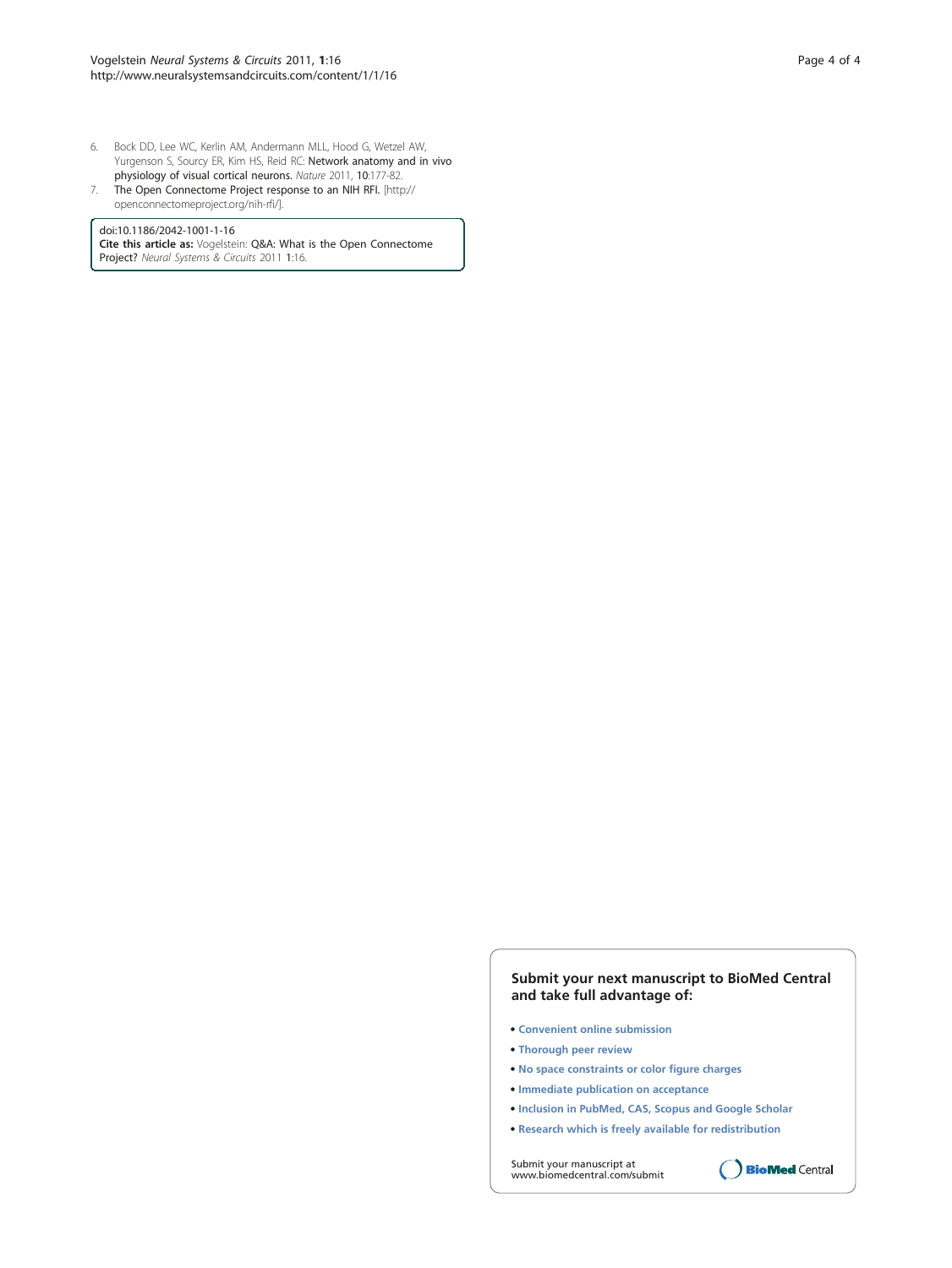6. Bock DD, Lee WC, Kerlin AM, Andermann MLL, Hood G, Wetzel AW, Yurgenson S, Sourcy ER, Kim HS, Reid RC: **Network anatomy and in vivo physiology of visual cortical neurons.** *Nature* 2011, **10**:177-82.
7. **The Open Connectome Project response to an NIH RFI.** [http://openconnectomeproject.org/nih-rfi/].

doi:10.1186/2042-1001-1-16
**Cite this article as:** Vogelstein: Q&A: What is the Open Connectome Project? *Neural Systems & Circuits* 2011 **1**:16.

**Submit your next manuscript to BioMed Central and take full advantage of:**

- **Convenient online submission**
- **Thorough peer review**
- **No space constraints or color figure charges**
- **Immediate publication on acceptance**
- **Inclusion in PubMed, CAS, Scopus and Google Scholar**
- **Research which is freely available for redistribution**

Submit your manuscript at
www.biomedcentral.com/submit

BioMed Central